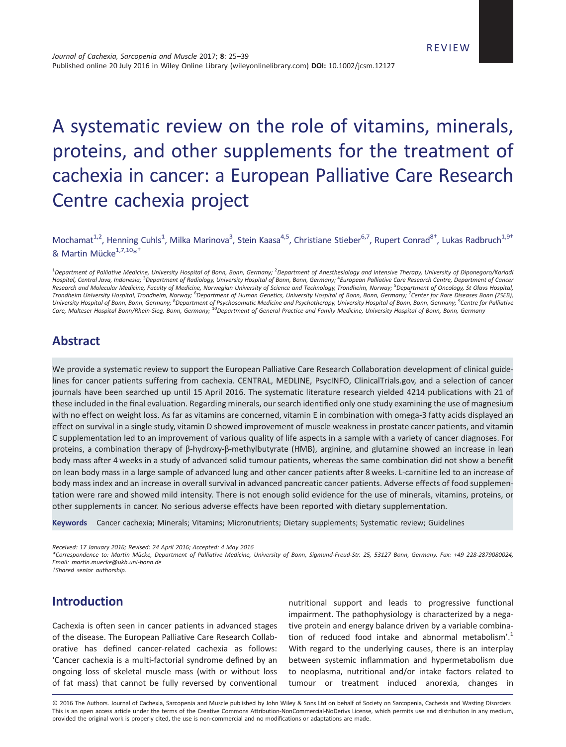REVIEW

# A systematic review on the role of vitamins, minerals, proteins, and other supplements for the treatment of cachexia in cancer: a European Palliative Care Research Centre cachexia project

Mochamat[1,2], Henning Cuhls[1], Milka Marinova[3], Stein Kaasa[4,5], Christiane Stieber[6,7], Rupert Conrad[8†], Lukas Radbruch[1,9†] & Martin Mücke[1,7,10*†]

[1]*Department of Palliative Medicine, University Hospital of Bonn, Bonn, Germany;* [2]*Department of Anesthesiology and Intensive Therapy, University of Diponegoro/Kariadi Hospital, Central Java, Indonesia;* [3]*Department of Radiology, University Hospital of Bonn, Bonn, Germany;* [4]*European Palliative Care Research Centre, Department of Cancer Research and Molecular Medicine, Faculty of Medicine, Norwegian University of Science and Technology, Trondheim, Norway;* [5]*Department of Oncology, St Olavs Hospital, Trondheim University Hospital, Trondheim, Norway;* [6]*Department of Human Genetics, University Hospital of Bonn, Bonn, Germany;* [7]*Center for Rare Diseases Bonn (ZSEB), University Hospital of Bonn, Bonn, Germany;* [8]*Department of Psychosomatic Medicine and Psychotherapy, University Hospital of Bonn, Bonn, Germany;* [9]*Centre for Palliative Care, Malteser Hospital Bonn/Rhein-Sieg, Bonn, Germany;* [10]*Department of General Practice and Family Medicine, University Hospital of Bonn, Bonn, Germany*

## Abstract

We provide a systematic review to support the European Palliative Care Research Collaboration development of clinical guidelines for cancer patients suffering from cachexia. CENTRAL, MEDLINE, PsycINFO, ClinicalTrials.gov, and a selection of cancer journals have been searched up until 15 April 2016. The systematic literature research yielded 4214 publications with 21 of these included in the final evaluation. Regarding minerals, our search identified only one study examining the use of magnesium with no effect on weight loss. As far as vitamins are concerned, vitamin E in combination with omega-3 fatty acids displayed an effect on survival in a single study, vitamin D showed improvement of muscle weakness in prostate cancer patients, and vitamin C supplementation led to an improvement of various quality of life aspects in a sample with a variety of cancer diagnoses. For proteins, a combination therapy of β-hydroxy-β-methylbutyrate (HMB), arginine, and glutamine showed an increase in lean body mass after 4 weeks in a study of advanced solid tumour patients, whereas the same combination did not show a benefit on lean body mass in a large sample of advanced lung and other cancer patients after 8 weeks. L-carnitine led to an increase of body mass index and an increase in overall survival in advanced pancreatic cancer patients. Adverse effects of food supplementation were rare and showed mild intensity. There is not enough solid evidence for the use of minerals, vitamins, proteins, or other supplements in cancer. No serious adverse effects have been reported with dietary supplementation.

**Keywords** Cancer cachexia; Minerals; Vitamins; Micronutrients; Dietary supplements; Systematic review; Guidelines

*Received: 17 January 2016; Revised: 24 April 2016; Accepted: 4 May 2016*
*\*Correspondence to: Martin Mücke, Department of Palliative Medicine, University of Bonn, Sigmund-Freud-Str. 25, 53127 Bonn, Germany. Fax: +49 228-2879080024, Email: martin.muecke@ukb.uni-bonn.de*
*†Shared senior authorship.*

## Introduction

Cachexia is often seen in cancer patients in advanced stages of the disease. The European Palliative Care Research Collaborative has defined cancer-related cachexia as follows: 'Cancer cachexia is a multi-factorial syndrome defined by an ongoing loss of skeletal muscle mass (with or without loss of fat mass) that cannot be fully reversed by conventional nutritional support and leads to progressive functional impairment. The pathophysiology is characterized by a negative protein and energy balance driven by a variable combination of reduced food intake and abnormal metabolism'.[1] With regard to the underlying causes, there is an interplay between systemic inflammation and hypermetabolism due to neoplasma, nutritional and/or intake factors related to tumour or treatment induced anorexia, changes in

© 2016 The Authors. Journal of Cachexia, Sarcopenia and Muscle published by John Wiley & Sons Ltd on behalf of Society on Sarcopenia, Cachexia and Wasting Disorders
This is an open access article under the terms of the Creative Commons Attribution-NonCommercial-NoDerivs License, which permits use and distribution in any medium, provided the original work is properly cited, the use is non-commercial and no modifications or adaptations are made.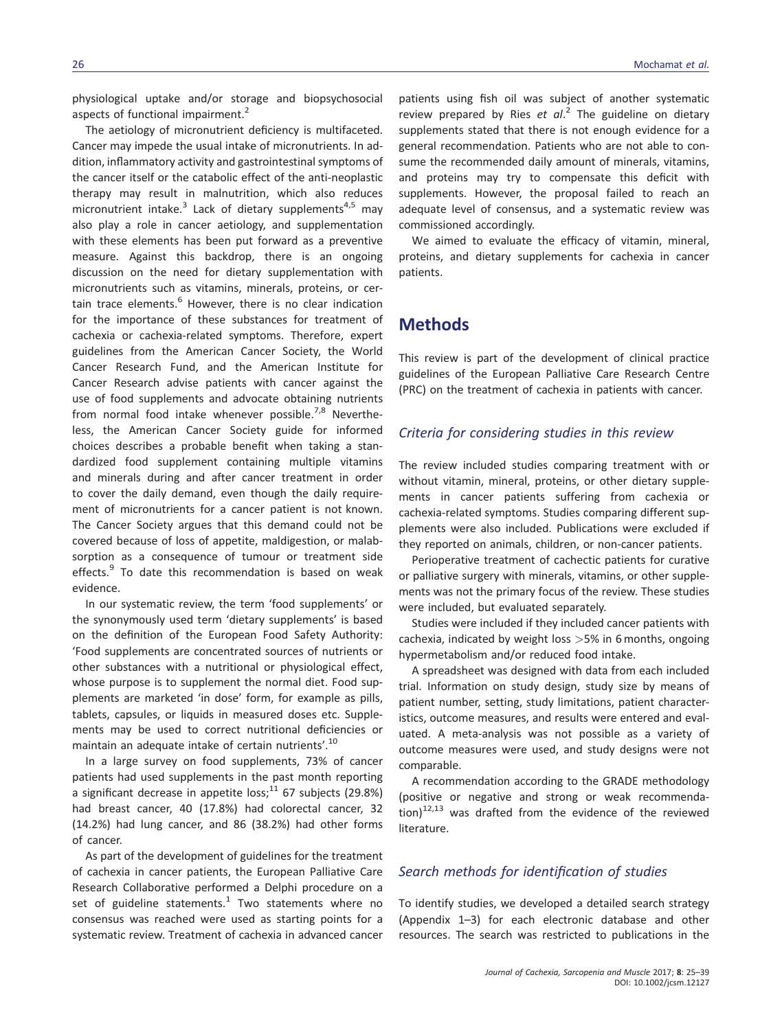physiological uptake and/or storage and biopsychosocial aspects of functional impairment.[2]

The aetiology of micronutrient deficiency is multifaceted. Cancer may impede the usual intake of micronutrients. In addition, inflammatory activity and gastrointestinal symptoms of the cancer itself or the catabolic effect of the anti-neoplastic therapy may result in malnutrition, which also reduces micronutrient intake.[3] Lack of dietary supplements[4,5] may also play a role in cancer aetiology, and supplementation with these elements has been put forward as a preventive measure. Against this backdrop, there is an ongoing discussion on the need for dietary supplementation with micronutrients such as vitamins, minerals, proteins, or certain trace elements.[6] However, there is no clear indication for the importance of these substances for treatment of cachexia or cachexia-related symptoms. Therefore, expert guidelines from the American Cancer Society, the World Cancer Research Fund, and the American Institute for Cancer Research advise patients with cancer against the use of food supplements and advocate obtaining nutrients from normal food intake whenever possible.[7,8] Nevertheless, the American Cancer Society guide for informed choices describes a probable benefit when taking a standardized food supplement containing multiple vitamins and minerals during and after cancer treatment in order to cover the daily demand, even though the daily requirement of micronutrients for a cancer patient is not known. The Cancer Society argues that this demand could not be covered because of loss of appetite, maldigestion, or malabsorption as a consequence of tumour or treatment side effects.[9] To date this recommendation is based on weak evidence.

In our systematic review, the term 'food supplements' or the synonymously used term 'dietary supplements' is based on the definition of the European Food Safety Authority: 'Food supplements are concentrated sources of nutrients or other substances with a nutritional or physiological effect, whose purpose is to supplement the normal diet. Food supplements are marketed 'in dose' form, for example as pills, tablets, capsules, or liquids in measured doses etc. Supplements may be used to correct nutritional deficiencies or maintain an adequate intake of certain nutrients'.[10]

In a large survey on food supplements, 73% of cancer patients had used supplements in the past month reporting a significant decrease in appetite loss;[11] 67 subjects (29.8%) had breast cancer, 40 (17.8%) had colorectal cancer, 32 (14.2%) had lung cancer, and 86 (38.2%) had other forms of cancer.

As part of the development of guidelines for the treatment of cachexia in cancer patients, the European Palliative Care Research Collaborative performed a Delphi procedure on a set of guideline statements.[1] Two statements where no consensus was reached were used as starting points for a systematic review. Treatment of cachexia in advanced cancer patients using fish oil was subject of another systematic review prepared by Ries *et al*.[2] The guideline on dietary supplements stated that there is not enough evidence for a general recommendation. Patients who are not able to consume the recommended daily amount of minerals, vitamins, and proteins may try to compensate this deficit with supplements. However, the proposal failed to reach an adequate level of consensus, and a systematic review was commissioned accordingly.

We aimed to evaluate the efficacy of vitamin, mineral, proteins, and dietary supplements for cachexia in cancer patients.

## Methods

This review is part of the development of clinical practice guidelines of the European Palliative Care Research Centre (PRC) on the treatment of cachexia in patients with cancer.

### *Criteria for considering studies in this review*

The review included studies comparing treatment with or without vitamin, mineral, proteins, or other dietary supplements in cancer patients suffering from cachexia or cachexia-related symptoms. Studies comparing different supplements were also included. Publications were excluded if they reported on animals, children, or non-cancer patients.

Perioperative treatment of cachectic patients for curative or palliative surgery with minerals, vitamins, or other supplements was not the primary focus of the review. These studies were included, but evaluated separately.

Studies were included if they included cancer patients with cachexia, indicated by weight loss >5% in 6 months, ongoing hypermetabolism and/or reduced food intake.

A spreadsheet was designed with data from each included trial. Information on study design, study size by means of patient number, setting, study limitations, patient characteristics, outcome measures, and results were entered and evaluated. A meta-analysis was not possible as a variety of outcome measures were used, and study designs were not comparable.

A recommendation according to the GRADE methodology (positive or negative and strong or weak recommendation)[12,13] was drafted from the evidence of the reviewed literature.

### *Search methods for identification of studies*

To identify studies, we developed a detailed search strategy (Appendix 1–3) for each electronic database and other resources. The search was restricted to publications in the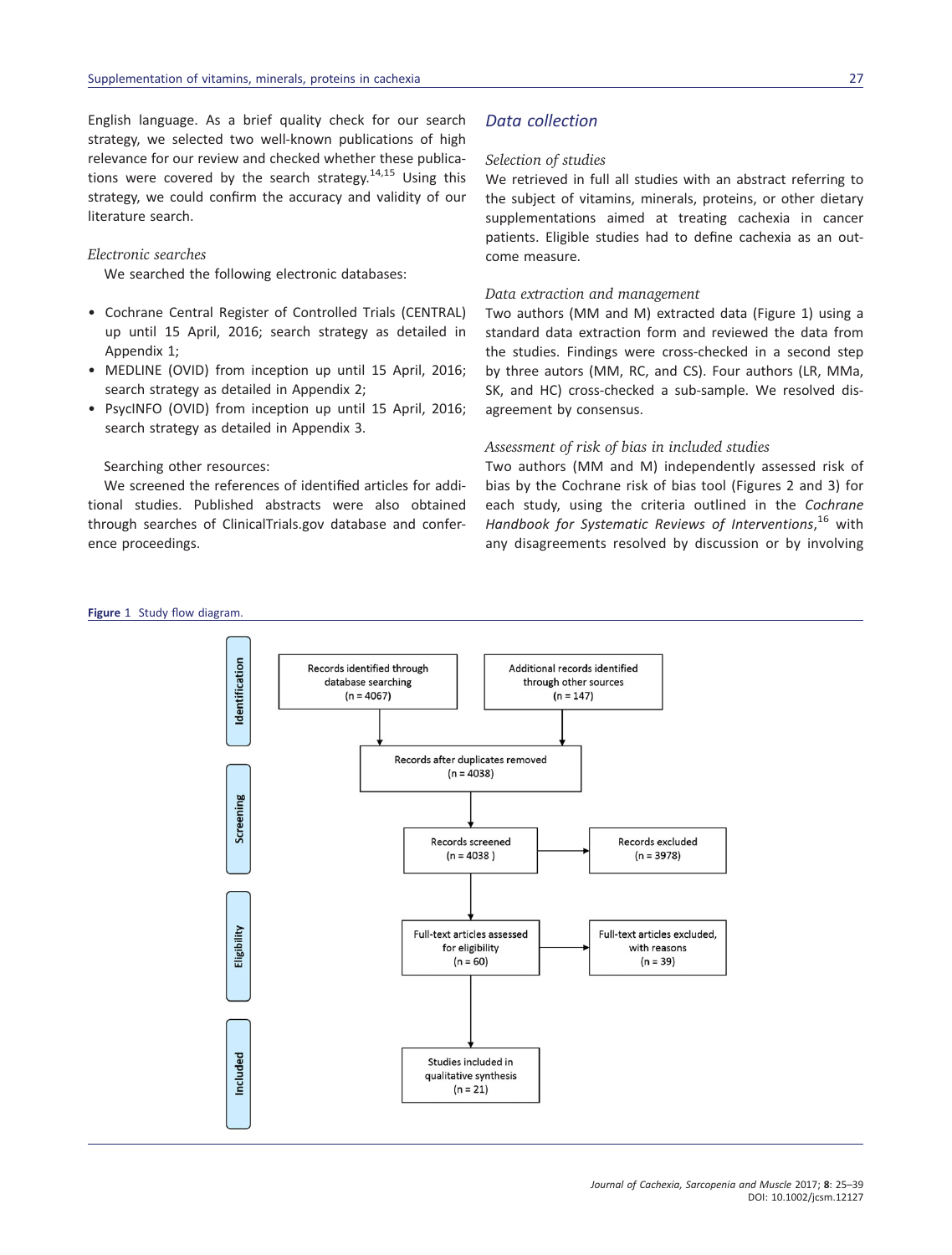English language. As a brief quality check for our search strategy, we selected two well-known publications of high relevance for our review and checked whether these publications were covered by the search strategy.[14,15] Using this strategy, we could confirm the accuracy and validity of our literature search.

*Electronic searches*

We searched the following electronic databases:

- Cochrane Central Register of Controlled Trials (CENTRAL) up until 15 April, 2016; search strategy as detailed in Appendix 1;
- MEDLINE (OVID) from inception up until 15 April, 2016; search strategy as detailed in Appendix 2;
- PsycINFO (OVID) from inception up until 15 April, 2016; search strategy as detailed in Appendix 3.

Searching other resources:

We screened the references of identified articles for additional studies. Published abstracts were also obtained through searches of ClinicalTrials.gov database and conference proceedings.

## Data collection

*Selection of studies*

We retrieved in full all studies with an abstract referring to the subject of vitamins, minerals, proteins, or other dietary supplementations aimed at treating cachexia in cancer patients. Eligible studies had to define cachexia as an outcome measure.

*Data extraction and management*

Two authors (MM and M) extracted data (Figure 1) using a standard data extraction form and reviewed the data from the studies. Findings were cross-checked in a second step by three autors (MM, RC, and CS). Four authors (LR, MMa, SK, and HC) cross-checked a sub-sample. We resolved disagreement by consensus.

*Assessment of risk of bias in included studies*

Two authors (MM and M) independently assessed risk of bias by the Cochrane risk of bias tool (Figures 2 and 3) for each study, using the criteria outlined in the *Cochrane Handbook for Systematic Reviews of Interventions*,[16] with any disagreements resolved by discussion or by involving

**Figure 1** Study flow diagram.

Identification: Records identified through database searching (n = 4067); Additional records identified through other sources (n = 147)

Records after duplicates removed (n = 4038)

Screening: Records screened (n = 4038 ) → Records excluded (n = 3978)

Eligibility: Full-text articles assessed for eligibility (n = 60) → Full-text articles excluded, with reasons (n = 39)

Included: Studies included in qualitative synthesis (n = 21)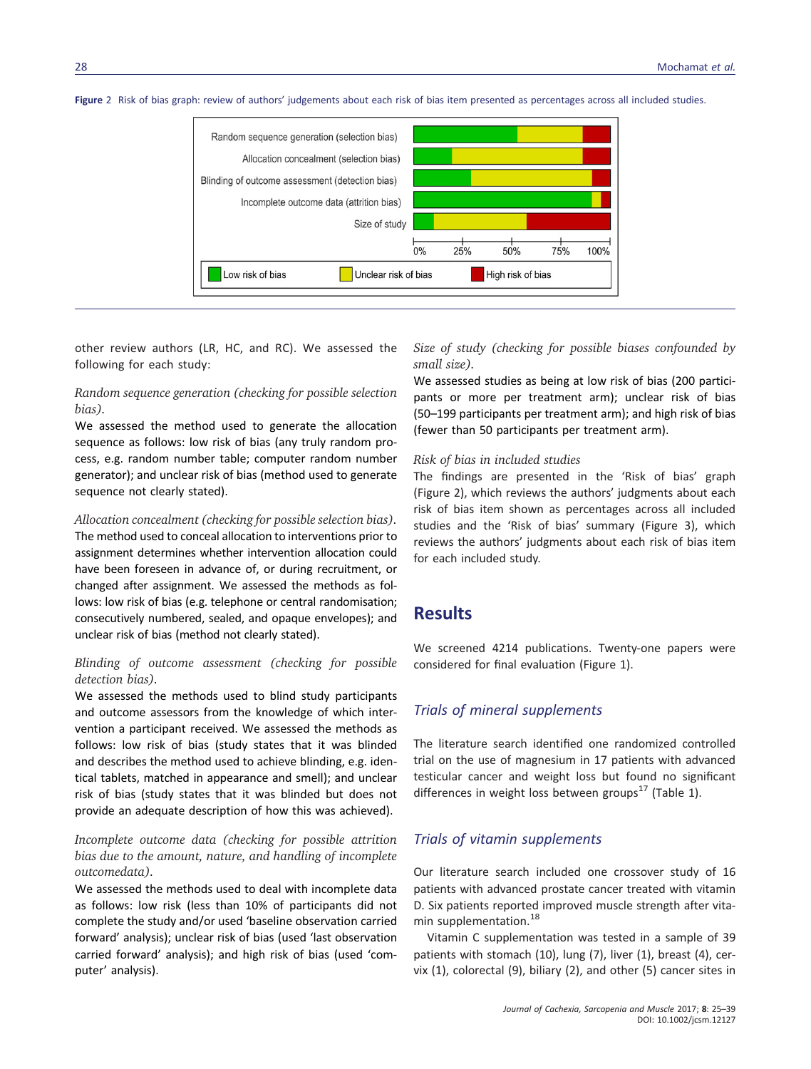Figure 2 Risk of bias graph: review of authors' judgements about each risk of bias item presented as percentages across all included studies.

other review authors (LR, HC, and RC). We assessed the following for each study:

*Random sequence generation (checking for possible selection bias).*
We assessed the method used to generate the allocation sequence as follows: low risk of bias (any truly random process, e.g. random number table; computer random number generator); and unclear risk of bias (method used to generate sequence not clearly stated).

*Allocation concealment (checking for possible selection bias).*
The method used to conceal allocation to interventions prior to assignment determines whether intervention allocation could have been foreseen in advance of, or during recruitment, or changed after assignment. We assessed the methods as follows: low risk of bias (e.g. telephone or central randomisation; consecutively numbered, sealed, and opaque envelopes); and unclear risk of bias (method not clearly stated).

*Blinding of outcome assessment (checking for possible detection bias).*
We assessed the methods used to blind study participants and outcome assessors from the knowledge of which intervention a participant received. We assessed the methods as follows: low risk of bias (study states that it was blinded and describes the method used to achieve blinding, e.g. identical tablets, matched in appearance and smell); and unclear risk of bias (study states that it was blinded but does not provide an adequate description of how this was achieved).

*Incomplete outcome data (checking for possible attrition bias due to the amount, nature, and handling of incomplete outcomedata).*
We assessed the methods used to deal with incomplete data as follows: low risk (less than 10% of participants did not complete the study and/or used 'baseline observation carried forward' analysis); unclear risk of bias (used 'last observation carried forward' analysis); and high risk of bias (used 'computer' analysis).

*Size of study (checking for possible biases confounded by small size).*
We assessed studies as being at low risk of bias (200 participants or more per treatment arm); unclear risk of bias (50–199 participants per treatment arm); and high risk of bias (fewer than 50 participants per treatment arm).

*Risk of bias in included studies*
The findings are presented in the 'Risk of bias' graph (Figure 2), which reviews the authors' judgments about each risk of bias item shown as percentages across all included studies and the 'Risk of bias' summary (Figure 3), which reviews the authors' judgments about each risk of bias item for each included study.

## Results

We screened 4214 publications. Twenty-one papers were considered for final evaluation (Figure 1).

### Trials of mineral supplements

The literature search identified one randomized controlled trial on the use of magnesium in 17 patients with advanced testicular cancer and weight loss but found no significant differences in weight loss between groups[17] (Table 1).

### Trials of vitamin supplements

Our literature search included one crossover study of 16 patients with advanced prostate cancer treated with vitamin D. Six patients reported improved muscle strength after vitamin supplementation.[18]

Vitamin C supplementation was tested in a sample of 39 patients with stomach (10), lung (7), liver (1), breast (4), cervix (1), colorectal (9), biliary (2), and other (5) cancer sites in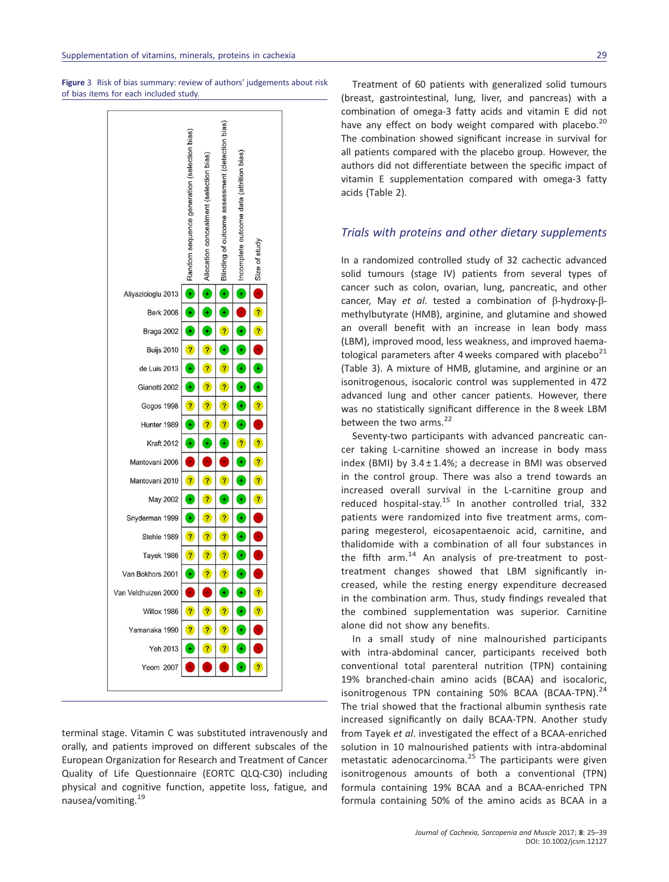**Figure 3** Risk of bias summary: review of authors' judgements about risk of bias items for each included study.

| Study | Random sequence generation (selection bias) | Allocation concealment (selection bias) | Blinding of outcome assessment (detection bias) | Incomplete outcome data (attrition bias) | Size of study |
|---|---|---|---|---|---|
| Aliyazicioglu 2013 | + | + | + | + | − |
| Berk 2008 | + | + | + | − | ? |
| Braga 2002 | + | + | ? | + | ? |
| Buijs 2010 | ? | ? | + | + | − |
| de Luis 2013 | + | ? | ? | + | + |
| Gianotti 2002 | + | ? | ? | + | + |
| Gogos 1998 | ? | ? | ? | + | ? |
| Hunter 1989 | + | ? | ? | + | − |
| Kraft 2012 | + | + | + | ? | ? |
| Mantovani 2006 | − | − | − | + | ? |
| Mantovani 2010 | ? | ? | ? | + | ? |
| May 2002 | + | ? | + | + | ? |
| Snyderman 1999 | + | ? | ? | + | − |
| Stehle 1989 | ? | ? | ? | + | − |
| Tayek 1986 | ? | ? | ? | + | − |
| Van Bokhors 2001 | + | ? | ? | + | − |
| Van Veldhuizen 2000 | − | − | + | + | ? |
| Willox 1986 | ? | ? | ? | + | ? |
| Yamanaka 1990 | ? | ? | ? | + | − |
| Yeh 2013 | + | ? | ? | + | − |
| Yeom 2007 | − | − | − | + | ? |

terminal stage. Vitamin C was substituted intravenously and orally, and patients improved on different subscales of the European Organization for Research and Treatment of Cancer Quality of Life Questionnaire (EORTC QLQ-C30) including physical and cognitive function, appetite loss, fatigue, and nausea/vomiting.[19]

Treatment of 60 patients with generalized solid tumours (breast, gastrointestinal, lung, liver, and pancreas) with a combination of omega-3 fatty acids and vitamin E did not have any effect on body weight compared with placebo.[20] The combination showed significant increase in survival for all patients compared with the placebo group. However, the authors did not differentiate between the specific impact of vitamin E supplementation compared with omega-3 fatty acids (Table 2).

### *Trials with proteins and other dietary supplements*

In a randomized controlled study of 32 cachectic advanced solid tumours (stage IV) patients from several types of cancer such as colon, ovarian, lung, pancreatic, and other cancer, May *et al*. tested a combination of β-hydroxy-β-methylbutyrate (HMB), arginine, and glutamine and showed an overall benefit with an increase in lean body mass (LBM), improved mood, less weakness, and improved haematological parameters after 4 weeks compared with placebo[21] (Table 3). A mixture of HMB, glutamine, and arginine or an isonitrogenous, isocaloric control was supplemented in 472 advanced lung and other cancer patients. However, there was no statistically significant difference in the 8 week LBM between the two arms.[22]

Seventy-two participants with advanced pancreatic cancer taking L-carnitine showed an increase in body mass index (BMI) by 3.4 ± 1.4%; a decrease in BMI was observed in the control group. There was also a trend towards an increased overall survival in the L-carnitine group and reduced hospital-stay.[15] In another controlled trial, 332 patients were randomized into five treatment arms, comparing megesterol, eicosapentaenoic acid, carnitine, and thalidomide with a combination of all four substances in the fifth arm.[14] An analysis of pre-treatment to post-treatment changes showed that LBM significantly increased, while the resting energy expenditure decreased in the combination arm. Thus, study findings revealed that the combined supplementation was superior. Carnitine alone did not show any benefits.

In a small study of nine malnourished participants with intra-abdominal cancer, participants received both conventional total parenteral nutrition (TPN) containing 19% branched-chain amino acids (BCAA) and isocaloric, isonitrogenous TPN containing 50% BCAA (BCAA-TPN).[24] The trial showed that the fractional albumin synthesis rate increased significantly on daily BCAA-TPN. Another study from Tayek *et al*. investigated the effect of a BCAA-enriched solution in 10 malnourished patients with intra-abdominal metastatic adenocarcinoma.[25] The participants were given isonitrogenous amounts of both a conventional (TPN) formula containing 19% BCAA and a BCAA-enriched TPN formula containing 50% of the amino acids as BCAA in a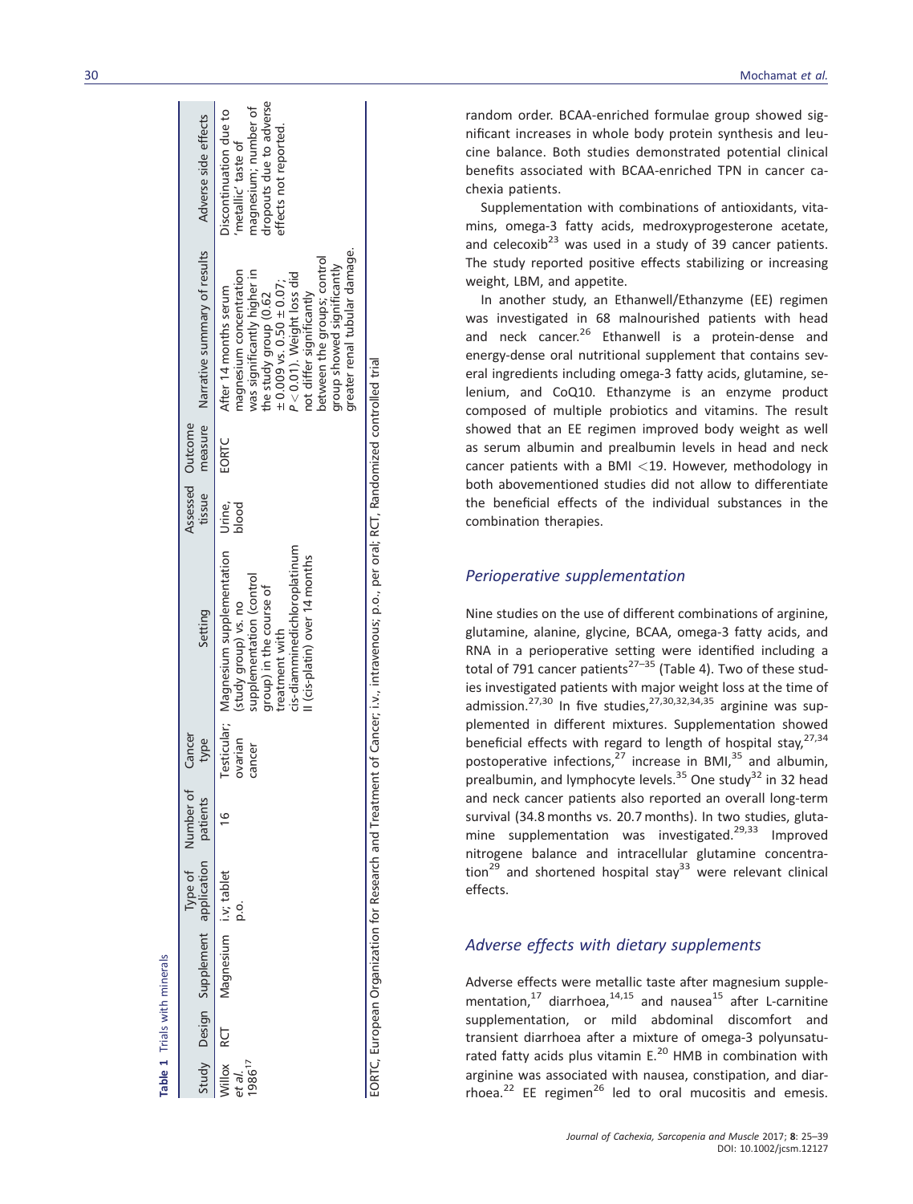**Table 1** Trials with minerals

| Study | Design | Supplement | Type of application | Number of patients | Cancer type | Setting | Assessed tissue | Outcome measure | Narrative summary of results | Adverse side effects |
|---|---|---|---|---|---|---|---|---|---|---|
| Willox *et al.* 1986[17] | RCT | Magnesium | i.v; tablet p.o. | 16 | Testicular; ovarian cancer | Magnesium supplementation (study group) vs. no supplementation (control group) in the course of treatment with cis-diamminedichloroplatinum II (cis-platin) over 14 months | Urine, blood | EORTC | After 14 months serum magnesium concentration was significantly higher in the study group (0.62 ± 0.009 vs. 0.50 ± 0.07; $P < 0.01$). Weight loss did not differ significantly between the groups; control group showed significantly greater renal tubular damage. | Discontinuation due to 'metallic' taste of magnesium; number of dropouts due to adverse effects not reported. |

EORTC, European Organization for Research and Treatment of Cancer; i.v., intravenous; p.o., per oral; RCT, Randomized controlled trial

random order. BCAA-enriched formulae group showed significant increases in whole body protein synthesis and leucine balance. Both studies demonstrated potential clinical benefits associated with BCAA-enriched TPN in cancer cachexia patients.

Supplementation with combinations of antioxidants, vitamins, omega-3 fatty acids, medroxyprogesterone acetate, and celecoxib[23] was used in a study of 39 cancer patients. The study reported positive effects stabilizing or increasing weight, LBM, and appetite.

In another study, an Ethanwell/Ethanzyme (EE) regimen was investigated in 68 malnourished patients with head and neck cancer.[26] Ethanwell is a protein-dense and energy-dense oral nutritional supplement that contains several ingredients including omega-3 fatty acids, glutamine, selenium, and CoQ10. Ethanzyme is an enzyme product composed of multiple probiotics and vitamins. The result showed that an EE regimen improved body weight as well as serum albumin and prealbumin levels in head and neck cancer patients with a BMI <19. However, methodology in both abovementioned studies did not allow to differentiate the beneficial effects of the individual substances in the combination therapies.

## *Perioperative supplementation*

Nine studies on the use of different combinations of arginine, glutamine, alanine, glycine, BCAA, omega-3 fatty acids, and RNA in a perioperative setting were identified including a total of 791 cancer patients[27–35] (Table 4). Two of these studies investigated patients with major weight loss at the time of admission.[27,30] In five studies,[27,30,32,34,35] arginine was supplemented in different mixtures. Supplementation showed beneficial effects with regard to length of hospital stay,[27,34] postoperative infections,[27] increase in BMI,[35] and albumin, prealbumin, and lymphocyte levels.[35] One study[32] in 32 head and neck cancer patients also reported an overall long-term survival (34.8 months vs. 20.7 months). In two studies, glutamine supplementation was investigated.[29,33] Improved nitrogene balance and intracellular glutamine concentration[29] and shortened hospital stay[33] were relevant clinical effects.

## *Adverse effects with dietary supplements*

Adverse effects were metallic taste after magnesium supplementation,[17] diarrhoea,[14,15] and nausea[15] after L-carnitine supplementation, or mild abdominal discomfort and transient diarrhoea after a mixture of omega-3 polyunsaturated fatty acids plus vitamin E.[20] HMB in combination with arginine was associated with nausea, constipation, and diarrhoea.[22] EE regimen[26] led to oral mucositis and emesis.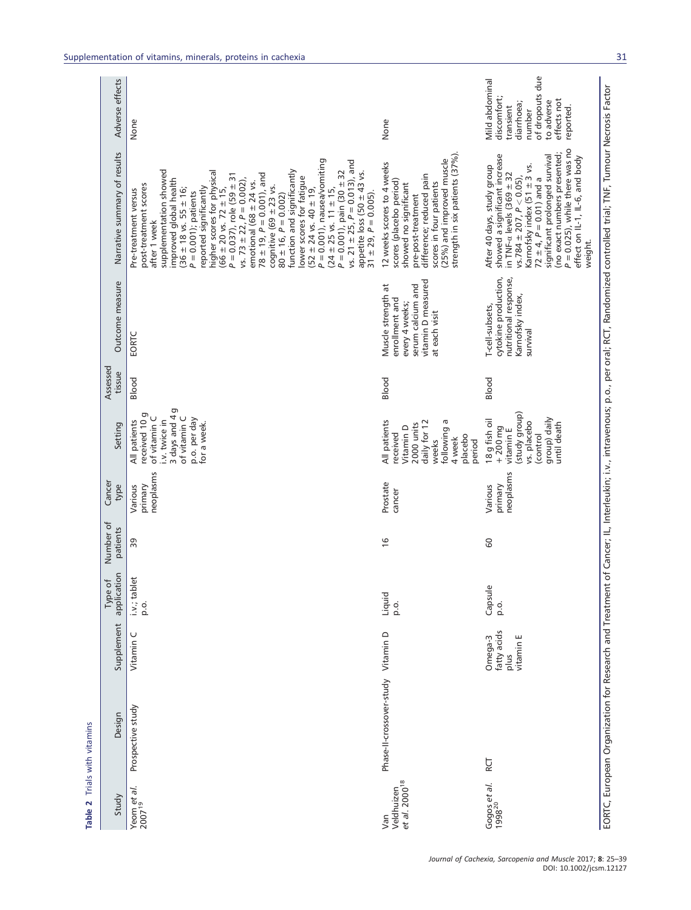**Table 2** Trials with vitamins

| Study | Design | Supplement | Type of application | Number of patients | Cancer type | Setting | Assessed tissue | Outcome measure | Narrative summary of results | Adverse effects |
|---|---|---|---|---|---|---|---|---|---|---|
| Yeom *et al.* 2007[19] | Prospective study | Vitamin C | i.v.; tablet p.o. | 39 | Various primary neoplasms | All patients received 10 g of vitamin C i.v. twice in 3 days and 4 g of vitamin C p.o. per day for a week. | Blood | EORTC | Pre-treatment versus post-treatment scores after 1 week supplementation showed improved global health (36 ± 18 vs. 55 ± 16; $P = 0.001$); patients reported significantly higher scores for physical (66 ± 20 vs. 72 ± 15, $P = 0.037$), role (59 ± 31 vs. 73 ± 22, $P = 0.002$), emotional (68 ± 24 vs. 78 ± 19, $P = 0.001$), and cognitive (69 ± 23 vs. 80 ± 16, $P = 0.002$) function and significantly lower scores for fatigue (52 ± 24 vs. 40 ± 19, $P = 0.001$), nausea/vomiting (24 ± 25 vs. 11 ± 15, $P = 0.001$), pain (30 ± 32 vs. 21 ± 25, $P = 0.013$), and appetite loss (50 ± 43 vs. 31 ± 29, $P = 0.005$). | None |
| Van Veldhuizen *et al.* 2000[18] | Phase-II-crossover-study | Vitamin D | Liquid p.o. | 16 | Prostate cancer | All patients received Vitamin D 2000 units daily for 12 weeks following a 4 week placebo period | Blood | Muscle strength at enrollment and every 4 weeks; serum calcium and vitamin D measured at each visit | 12 weeks scores to 4 weeks scores (placebo period) showed no significant pre-post-treatment difference; reduced pain scores in four patients (25%) and improved muscle strength in six patients (37%). | None |
| Gogos *et al.* 1998[20] | RCT | Omega-3 fatty acids plus vitamin E | Capsule p.o. | 60 | Various primary neoplasms | 18 g fish oil + 200 mg vitamin E (study group) vs. placebo (control group) daily until death | Blood | T-cell-subsets, cytokine production, nutritional response, Karnofsky index, survival | After 40 days, study group showed a significant increase in TNF-α levels (369 ± 32 vs. 784 ± 207, $P < 0.05$), Karnofsky index (51 ± 3 vs. 72 ± 4, $P = 0.01$) and a significant prolonged survival (no exact numbers presented; $P = 0.025$), while there was no effect on IL-1, IL-6, and body weight. | Mild abdominal discomfort; transient diarrhoea; number of dropouts due to adverse effects not reported. |

EORTC, European Organization for Research and Treatment of Cancer; IL, Interleukin; i.v., intravenous; p.o., per oral; RCT, Randomized controlled trial; TNF, Tumour Necrosis Factor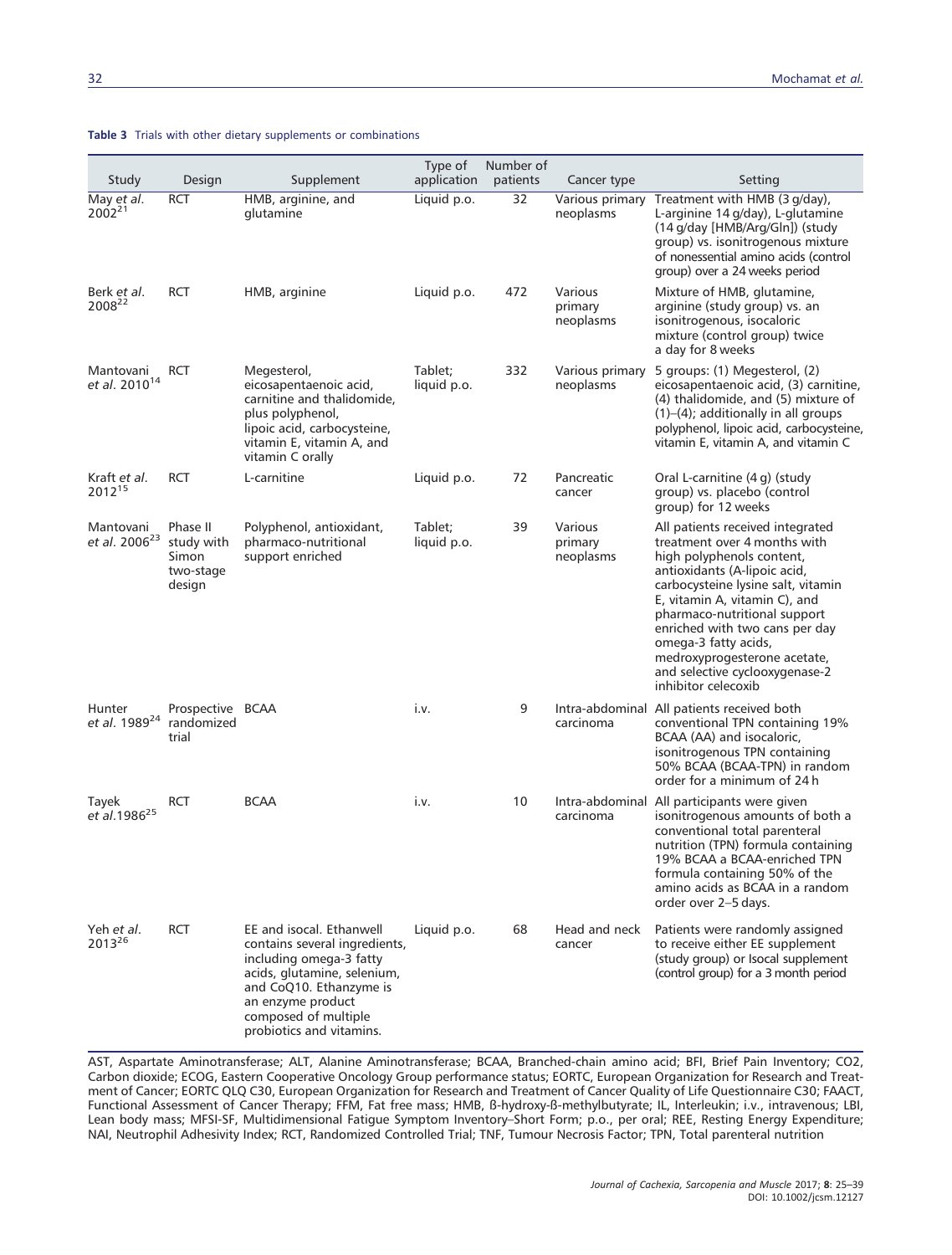**Table 3** Trials with other dietary supplements or combinations

| Study | Design | Supplement | Type of application | Number of patients | Cancer type | Setting |
|---|---|---|---|---|---|---|
| May *et al.* 2002[21] | RCT | HMB, arginine, and glutamine | Liquid p.o. | 32 | Various primary neoplasms | Treatment with HMB (3 g/day), L-arginine 14 g/day), L-glutamine (14 g/day [HMB/Arg/Gln]) (study group) vs. isonitrogenous mixture of nonessential amino acids (control group) over a 24 weeks period |
| Berk *et al.* 2008[22] | RCT | HMB, arginine | Liquid p.o. | 472 | Various primary neoplasms | Mixture of HMB, glutamine, arginine (study group) vs. an isonitrogenous, isocaloric mixture (control group) twice a day for 8 weeks |
| Mantovani *et al.* 2010[14] | RCT | Megesterol, eicosapentaenoic acid, carnitine and thalidomide, plus polyphenol, lipoic acid, carbocysteine, vitamin E, vitamin A, and vitamin C orally | Tablet; liquid p.o. | 332 | Various primary neoplasms | 5 groups: (1) Megesterol, (2) eicosapentaenoic acid, (3) carnitine, (4) thalidomide, and (5) mixture of (1)–(4); additionally in all groups polyphenol, lipoic acid, carbocysteine, vitamin E, vitamin A, and vitamin C |
| Kraft *et al.* 2012[15] | RCT | L-carnitine | Liquid p.o. | 72 | Pancreatic cancer | Oral L-carnitine (4 g) (study group) vs. placebo (control group) for 12 weeks |
| Mantovani *et al.* 2006[23] | Phase II study with Simon two-stage design | Polyphenol, antioxidant, pharmaco-nutritional support enriched | Tablet; liquid p.o. | 39 | Various primary neoplasms | All patients received integrated treatment over 4 months with high polyphenols content, antioxidants (A-lipoic acid, carbocysteine lysine salt, vitamin E, vitamin A, vitamin C), and pharmaco-nutritional support enriched with two cans per day omega-3 fatty acids, medroxyprogesterone acetate, and selective cyclooxygenase-2 inhibitor celecoxib |
| Hunter *et al.* 1989[24] | Prospective randomized trial | BCAA | i.v. | 9 | Intra-abdominal carcinoma | All patients received both conventional TPN containing 19% BCAA (AA) and isocaloric, isonitrogenous TPN containing 50% BCAA (BCAA-TPN) in random order for a minimum of 24 h |
| Tayek *et al.*1986[25] | RCT | BCAA | i.v. | 10 | Intra-abdominal carcinoma | All participants were given isonitrogenous amounts of both a conventional total parenteral nutrition (TPN) formula containing 19% BCAA a BCAA-enriched TPN formula containing 50% of the amino acids as BCAA in a random order over 2–5 days. |
| Yeh *et al.* 2013[26] | RCT | EE and isocal. Ethanwell contains several ingredients, including omega-3 fatty acids, glutamine, selenium, and CoQ10. Ethanzyme is an enzyme product composed of multiple probiotics and vitamins. | Liquid p.o. | 68 | Head and neck cancer | Patients were randomly assigned to receive either EE supplement (study group) or Isocal supplement (control group) for a 3 month period |

AST, Aspartate Aminotransferase; ALT, Alanine Aminotransferase; BCAA, Branched-chain amino acid; BFI, Brief Pain Inventory; CO2, Carbon dioxide; ECOG, Eastern Cooperative Oncology Group performance status; EORTC, European Organization for Research and Treatment of Cancer; EORTC QLQ C30, European Organization for Research and Treatment of Cancer Quality of Life Questionnaire C30; FAACT, Functional Assessment of Cancer Therapy; FFM, Fat free mass; HMB, ß-hydroxy-ß-methylbutyrate; IL, Interleukin; i.v., intravenous; LBI, Lean body mass; MFSI-SF, Multidimensional Fatigue Symptom Inventory–Short Form; p.o., per oral; REE, Resting Energy Expenditure; NAI, Neutrophil Adhesivity Index; RCT, Randomized Controlled Trial; TNF, Tumour Necrosis Factor; TPN, Total parenteral nutrition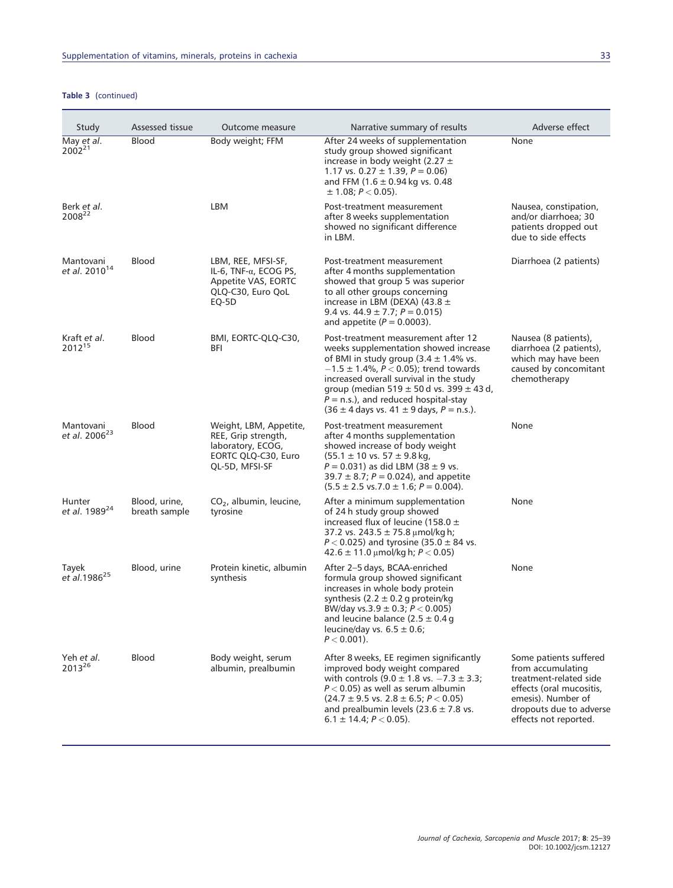**Table 3** (continued)

| Study | Assessed tissue | Outcome measure | Narrative summary of results | Adverse effect |
|---|---|---|---|---|
| May *et al.* 2002[21] | Blood | Body weight; FFM | After 24 weeks of supplementation study group showed significant increase in body weight (2.27 ± 1.17 vs. 0.27 ± 1.39, $P = 0.06$) and FFM (1.6 ± 0.94 kg vs. 0.48 ± 1.08; $P < 0.05$). | None |
| Berk *et al.* 2008[22] | | LBM | Post-treatment measurement after 8 weeks supplementation showed no significant difference in LBM. | Nausea, constipation, and/or diarrhoea; 30 patients dropped out due to side effects |
| Mantovani *et al.* 2010[14] | Blood | LBM, REE, MFSI-SF, IL-6, TNF-α, ECOG PS, Appetite VAS, EORTC QLQ-C30, Euro QoL EQ-5D | Post-treatment measurement after 4 months supplementation showed that group 5 was superior to all other groups concerning increase in LBM (DEXA) (43.8 ± 9.4 vs. 44.9 ± 7.7; $P = 0.015$) and appetite ($P = 0.0003$). | Diarrhoea (2 patients) |
| Kraft *et al.* 2012[15] | Blood | BMI, EORTC-QLQ-C30, BFI | Post-treatment measurement after 12 weeks supplementation showed increase of BMI in study group (3.4 ± 1.4% vs. −1.5 ± 1.4%, $P < 0.05$); trend towards increased overall survival in the study group (median 519 ± 50 d vs. 399 ± 43 d, $P$ = n.s.), and reduced hospital-stay (36 ± 4 days vs. 41 ± 9 days, $P$ = n.s.). | Nausea (8 patients), diarrhoea (2 patients), which may have been caused by concomitant chemotherapy |
| Mantovani *et al.* 2006[23] | Blood | Weight, LBM, Appetite, REE, Grip strength, laboratory, ECOG, EORTC QLQ-C30, Euro QL-5D, MFSI-SF | Post-treatment measurement after 4 months supplementation showed increase of body weight (55.1 ± 10 vs. 57 ± 9.8 kg, $P = 0.031$) as did LBM (38 ± 9 vs. 39.7 ± 8.7; $P = 0.024$), and appetite (5.5 ± 2.5 vs.7.0 ± 1.6; $P = 0.004$). | None |
| Hunter *et al.* 1989[24] | Blood, urine, breath sample | $CO_2$, albumin, leucine, tyrosine | After a minimum supplementation of 24 h study group showed increased flux of leucine (158.0 ± 37.2 vs. 243.5 ± 75.8 μmol/kg h; $P < 0.025$) and tyrosine (35.0 ± 84 vs. 42.6 ± 11.0 μmol/kg h; $P < 0.05$) | None |
| Tayek *et al.*1986[25] | Blood, urine | Protein kinetic, albumin synthesis | After 2–5 days, BCAA-enriched formula group showed significant increases in whole body protein synthesis (2.2 ± 0.2 g protein/kg BW/day vs.3.9 ± 0.3; $P < 0.005$) and leucine balance (2.5 ± 0.4 g leucine/day vs. 6.5 ± 0.6; $P < 0.001$). | None |
| Yeh *et al.* 2013[26] | Blood | Body weight, serum albumin, prealbumin | After 8 weeks, EE regimen significantly improved body weight compared with controls (9.0 ± 1.8 vs. −7.3 ± 3.3; $P < 0.05$) as well as serum albumin (24.7 ± 9.5 vs. 2.8 ± 6.5; $P < 0.05$) and prealbumin levels (23.6 ± 7.8 vs. 6.1 ± 14.4; $P < 0.05$). | Some patients suffered from accumulating treatment-related side effects (oral mucositis, emesis). Number of dropouts due to adverse effects not reported. |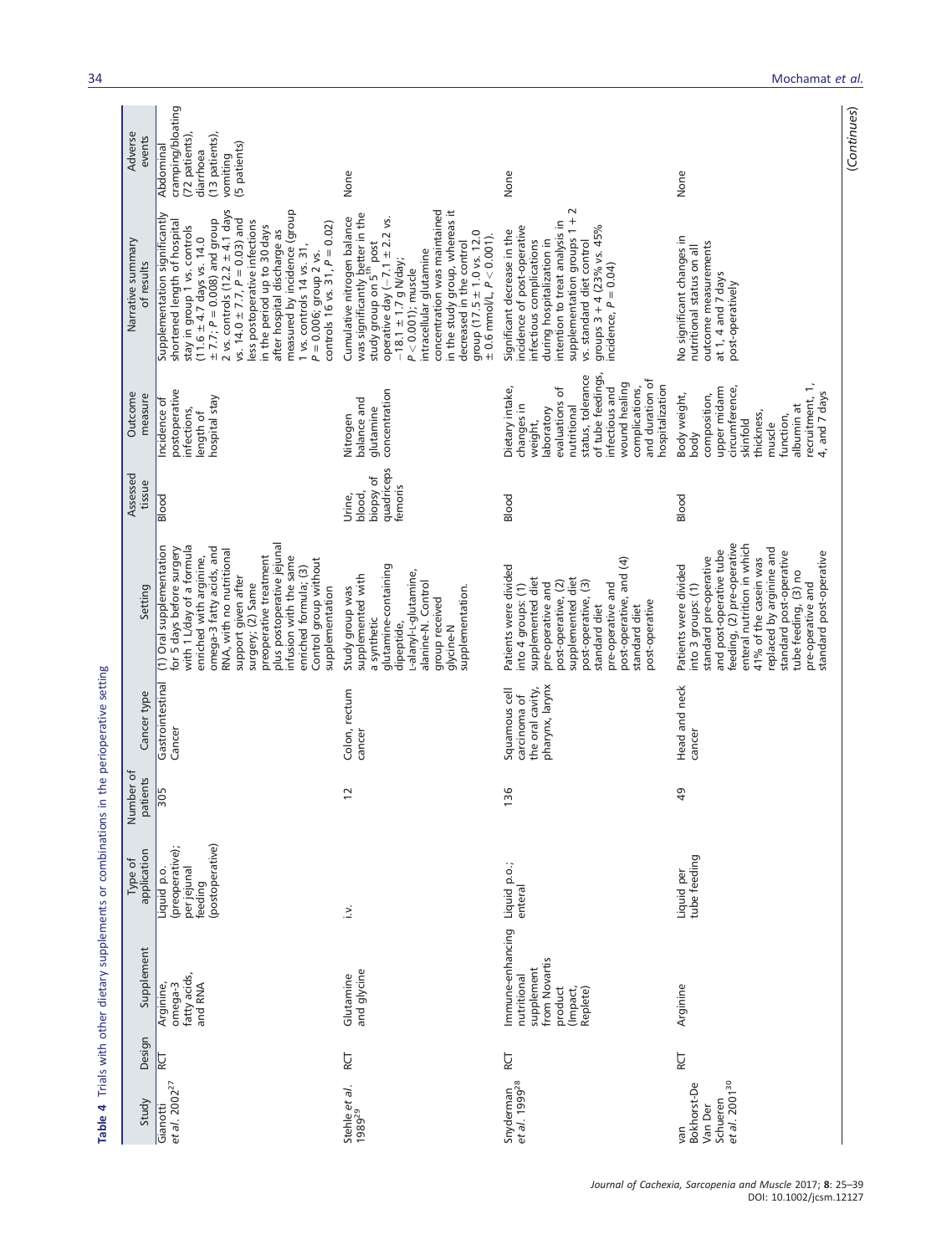**Table 4** Trials with other dietary supplements or combinations in the perioperative setting

| Study | Design | Supplement | Type of application | Number of patients | Cancer type | Setting | Assessed tissue | Outcome measure | Narrative summary of results | Adverse events |
|---|---|---|---|---|---|---|---|---|---|---|
| Gianotti *et al.* 2002[27] | RCT | Arginine, omega-3 fatty acids, and RNA | Liquid p.o. (preoperative); per jejunal feeding (postoperative) | 305 | Gastrointestinal Cancer | (1) Oral supplementation for 5 days before surgery with 1 L/day of a formula enriched with arginine, omega-3 fatty acids, and RNA, with no nutritional support given after surgery; (2) Same preoperative treatment plus postoperative jejunal infusion with the same enriched formula; (3) Control group without supplementation | Blood | Incidence of postoperative infections, length of hospital stay | Supplementation significantly shortened length of hospital stay in group 1 vs. controls (11.6 ± 4.7 days vs. 14.0 ± 7.7; $P = 0.008$) and group 2 vs. controls (12.2 ± 4.1 days vs. 14.0 ± 7.7, $P = 0.03$) and less postoperative infections in the period up to 30 days after hospital discharge as measured by incidence (group 1 vs. controls 14 vs. 31, $P = 0.006$; group 2 vs. controls 16 vs. 31, $P = 0.02$) | Abdominal cramping/bloating (72 patients), diarrhoea (13 patients), vomiting (5 patients) |
| Stehle *et al.* 1989[29] | RCT | Glutamine and glycine | i.v. | 12 | Colon, rectum cancer | Study group was supplemented with a synthetic glutamine-containing dipeptide, L-alanyl-L-glutamine, alanine-N. Control group received glycine-N supplementation. | Urine, blood, biopsy of quadriceps femoris | Nitrogen balance and glutamine concentration | Cumulative nitrogen balance was significantly better in the study group on 5[th] post operative day (−7.1 ± 2.2 vs. −18.1 ± 1.7 g N/day; $P < 0.001$); muscle intracellular glutamine concentration was maintained in the study group, whereas it decreased in the control group (17.5 ± 1.0 vs. 12.0 ± 0.6 mmol/L, $P < 0.001$). | None |
| Snyderman *et al.* 1999[28] | RCT | Immune-enhancing nutritional supplement from Novartis product (Impact, Replete) | Liquid p.o.; enteral | 136 | Squamous cell carcinoma of the oral cavity, pharynx, larynx | Patients were divided into 4 groups: (1) supplemented diet pre-operative, (2) post-operative, (3) supplemented diet post-operative, (3) standard diet pre-operative and post-operative, and (4) standard diet post-operative | Blood | Dietary intake, changes in weight, laboratory evaluations of nutritional status, tolerance of tube feedings, infectious and wound healing complications, and duration of hospitalization | Significant decrease in the incidence of post-operative infectious complications during hospitalization in intention to treat analysis in supplementation groups 1 + 2 vs. standard diet control groups 3 + 4 (23% vs. 45% incidence, $P = 0.04$) | None |
| van Bokhorst-De Van Der Schueren *et al.* 2001[30] | RCT | Arginine | Liquid per tube feeding | 49 | Head and neck cancer | Patients were divided into 3 groups: (1) standard pre-operative and post-operative tube feeding, (2) pre-operative enteral nutrition in which 41% of the casein was replaced by arginine and standard post-operative tube feeding, (3) no pre-operative and standard post-operative | Blood | Body weight, body composition, upper midarm circumference, skinfold thickness, muscle function, albumin at recruitment, 1, 4, and 7 days | No significant changes in nutritional status on all outcome measurements at 1, 4 and 7 days post-operatively | None |

(*Continues*)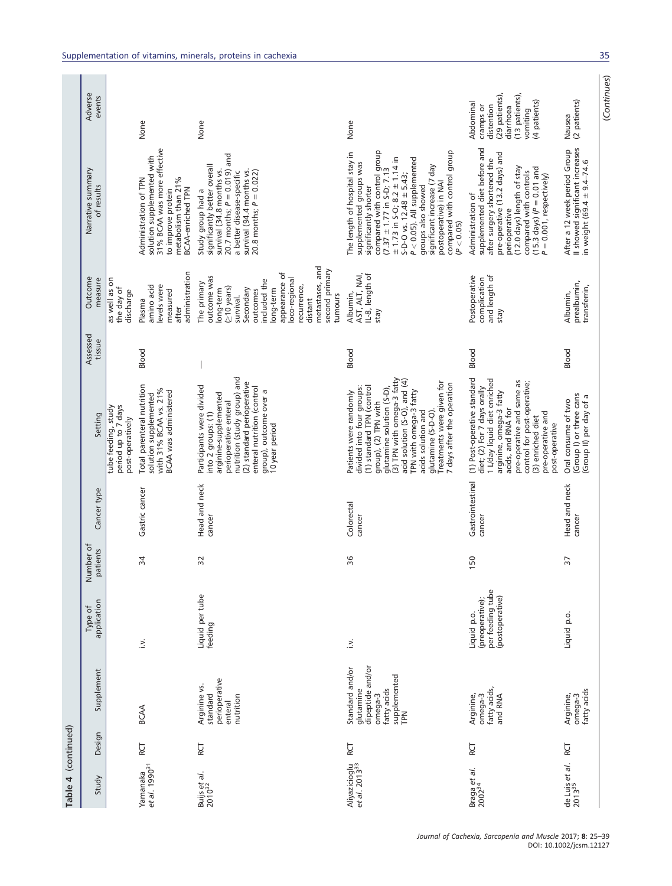**Table 4** (continued)

| Study | Design | Supplement | Type of application | Number of patients | Cancer type | Setting | Assessed tissue | Outcome measure | Narrative summary of results | Adverse events |
|---|---|---|---|---|---|---|---|---|---|---|
| | | | | | | tube feeding, study period up to 7 days post-operatively | | as well as on the day of discharge | | |
| Yamanaka *et al.* 1990[31] | RCT | BCAA | i.v. | 34 | Gastric cancer | Total parenteral nutrition solution supplemented with 31% BCAA vs. 21% BCAA was administered | Blood | Plasma amino acid levels were measured after administration | Administration of TPN solution supplemented with 31% BCAA was more effective to improve protein metabolism than 21% BCAA-enriched TPN | None |
| Buijs *et al.* 2010[32] | RCT | Arginine vs. standard perioperative enteral nutrition | Liquid per tube feeding | 32 | Head and neck cancer | Participants were divided into 2 groups: (1) arginine-supplemented perioperative enteral nutrition (study group) and (2) standard perioperative enteral nutrition (control group), outcome over a 10 year period | — | The primary outcome was long-term (≥10 years) survival. Secondary outcomes included the long-term appearance of loco-regional recurrence, distant metastases, and second primary tumours | Study group had a significantly better overall survival (34.8 months vs. 20.7 months; $P = 0.019$) and a better disease-specific survival (94.4 months vs. 20.8 months; $P = 0.022$) | None |
| Aliyazicioglu *et al.* 2013[33] | RCT | Standard and/or glutamine dipeptide and/or omega-3 fatty acids supplemented TPN | i.v. | 36 | Colorectal cancer | Patients were randomly divided into four groups: (1) standard TPN (control group), (2) TPN with glutamine solution (S-D), (3) TPN with omega-3 fatty acid solution (S-O), and (4) TPN with omega-3 fatty acids solution and glutamine (S-D-O). Treatments were given for 7 days after the operation | Blood | Albumin, AST, ALT, NAI, IL-8, length of stay | The length of hospital stay in supplemented groups was significantly shorter compared with control group (7.37 ± 1.77 in S-D; 7.13 ± 1.73 in S-O; 8.2 ± 1.14 in S-D-O vs. 12.48 ± 5.43; $P < 0.05$). All supplemented groups also showed significant increase (7 day postoperative) in NAI compared with control group ($P < 0.05$) | None |
| Braga *et al.* 2002[34] | RCT | Arginine, omega-3 fatty acids, and RNA | Liquid p.o. (preoperative); per feeding tube (postoperative) | 150 | Gastrointestinal cancer | (1) Post-operative standard diet; (2) For 7 days orally 1 L/day liquid diet enriched arginine, omega-3 fatty acids, and RNA for pre-operative and same as control for post-operative; (3) enriched diet pre-operative and post-operative | Blood | Postoperative complication and length of stay | Administration of supplemented diet before and after surgery shortened the pre-operative (13.2 days) and perioperative (12.0 days) length of stay compared with controls (15.3 days) ($P = 0.01$ and $P = 0.001$, respectively) | Abdominal cramps or distention (29 patients), diarrhoea (13 patients), vomiting (4 patients) |
| de Luis *et al.* 2013[35] | RCT | Arginine, omega-3 fatty acids | Liquid p.o. | 37 | Head and neck cancer | Oral consume of two (Group I) or three cans (Group II) per day of a | Blood | Albumin, prealbumin, transferrin, | After a 12 week period Group II showed significant increases in weight (69.4 ± 9.4–74.6 | Nausea (2 patients) |

(*Continues*)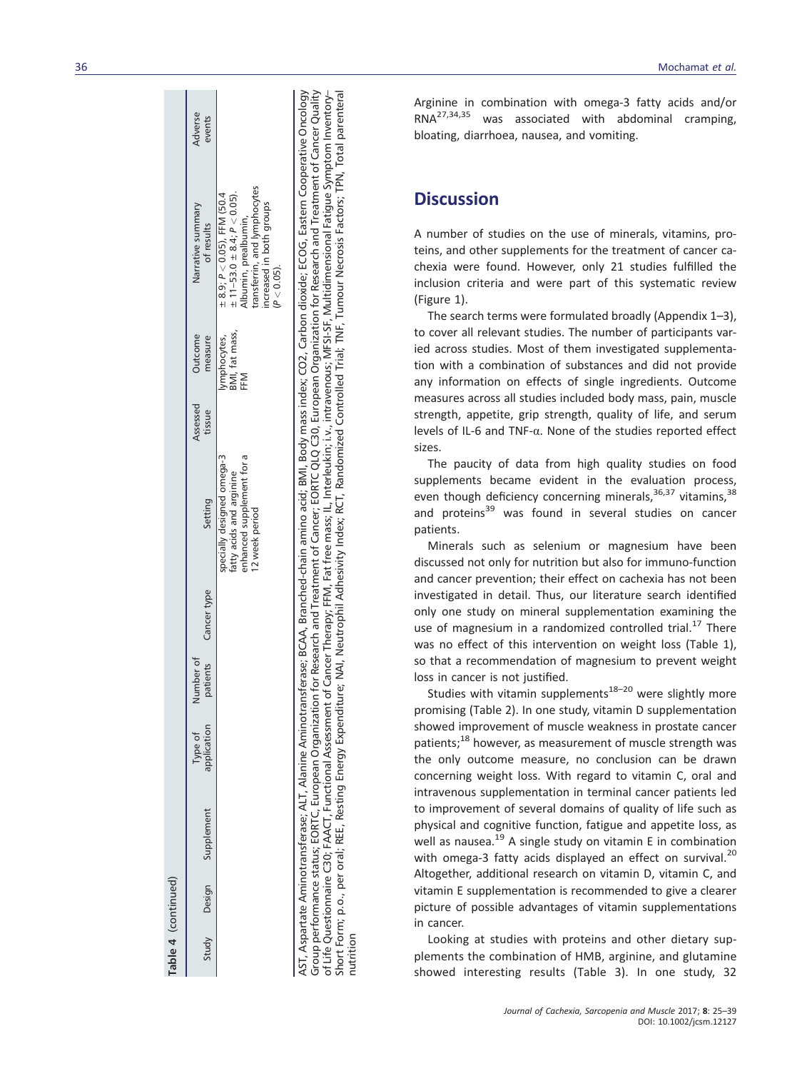**Table 4** (continued)

| Study | Design | Supplement | Type of application | Number of patients | Cancer type | Setting | Assessed tissue | Outcome measure | Narrative summary of results | Adverse events |
|---|---|---|---|---|---|---|---|---|---|---|
| | | | | | | specially designed omega-3 fatty acids and arginine enhanced supplement for a 12 week period | | lymphocytes, BMI, fat mass, FFM | ± 8.9; $P < 0.05$), FFM (50.4 ± 11–53.0 ± 8.4; $P < 0.05$). Albumin, prealbumin, transferrin, and lymphocytes increased in both groups ($P < 0.05$). | |

AST, Aspartate Aminotransferase; ALT, Alanine Aminotransferase; BCAA, Branched-chain amino acid; BMI, Body mass index; CO2, Carbon dioxide; ECOG, Eastern Cooperative Oncology Group performance status; EORTC, European Organization for Research and Treatment of Cancer; EORTC QLQ C30, European Organization for Research and Treatment of Cancer Quality of Life Questionnaire C30; FAACT, Functional Assessment of Cancer Therapy; FFM, Fat free mass; IL, Interleukin; i.v., intravenous; MFSI-SF, Multidimensional Fatigue Symptom Inventory-Short Form; p.o., per oral; REE, Resting Energy Expenditure; NAI, Neutrophil Adhesivity Index; RCT, Randomized Controlled Trial; TNF, Tumour Necrosis Factors; TPN, Total parenteral nutrition

Arginine in combination with omega-3 fatty acids and/or RNA[27,34,35] was associated with abdominal cramping, bloating, diarrhoea, nausea, and vomiting.

## Discussion

A number of studies on the use of minerals, vitamins, proteins, and other supplements for the treatment of cancer cachexia were found. However, only 21 studies fulfilled the inclusion criteria and were part of this systematic review (Figure 1).

The search terms were formulated broadly (Appendix 1–3), to cover all relevant studies. The number of participants varied across studies. Most of them investigated supplementation with a combination of substances and did not provide any information on effects of single ingredients. Outcome measures across all studies included body mass, pain, muscle strength, appetite, grip strength, quality of life, and serum levels of IL-6 and TNF-α. None of the studies reported effect sizes.

The paucity of data from high quality studies on food supplements became evident in the evaluation process, even though deficiency concerning minerals,[36,37] vitamins,[38] and proteins[39] was found in several studies on cancer patients.

Minerals such as selenium or magnesium have been discussed not only for nutrition but also for immuno-function and cancer prevention; their effect on cachexia has not been investigated in detail. Thus, our literature search identified only one study on mineral supplementation examining the use of magnesium in a randomized controlled trial.[17] There was no effect of this intervention on weight loss (Table 1), so that a recommendation of magnesium to prevent weight loss in cancer is not justified.

Studies with vitamin supplements[18–20] were slightly more promising (Table 2). In one study, vitamin D supplementation showed improvement of muscle weakness in prostate cancer patients;[18] however, as measurement of muscle strength was the only outcome measure, no conclusion can be drawn concerning weight loss. With regard to vitamin C, oral and intravenous supplementation in terminal cancer patients led to improvement of several domains of quality of life such as physical and cognitive function, fatigue and appetite loss, as well as nausea.[19] A single study on vitamin E in combination with omega-3 fatty acids displayed an effect on survival.[20] Altogether, additional research on vitamin D, vitamin C, and vitamin E supplementation is recommended to give a clearer picture of possible advantages of vitamin supplementations in cancer.

Looking at studies with proteins and other dietary supplements the combination of HMB, arginine, and glutamine showed interesting results (Table 3). In one study, 32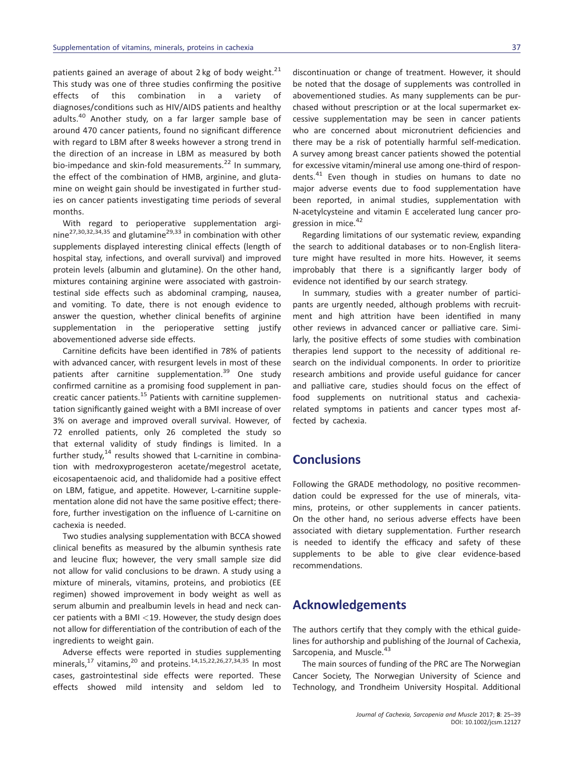patients gained an average of about 2 kg of body weight.[21] This study was one of three studies confirming the positive effects of this combination in a variety of diagnoses/conditions such as HIV/AIDS patients and healthy adults.[40] Another study, on a far larger sample base of around 470 cancer patients, found no significant difference with regard to LBM after 8 weeks however a strong trend in the direction of an increase in LBM as measured by both bio-impedance and skin-fold measurements.[22] In summary, the effect of the combination of HMB, arginine, and glutamine on weight gain should be investigated in further studies on cancer patients investigating time periods of several months.

With regard to perioperative supplementation arginine[27,30,32,34,35] and glutamine[29,33] in combination with other supplements displayed interesting clinical effects (length of hospital stay, infections, and overall survival) and improved protein levels (albumin and glutamine). On the other hand, mixtures containing arginine were associated with gastrointestinal side effects such as abdominal cramping, nausea, and vomiting. To date, there is not enough evidence to answer the question, whether clinical benefits of arginine supplementation in the perioperative setting justify abovementioned adverse side effects.

Carnitine deficits have been identified in 78% of patients with advanced cancer, with resurgent levels in most of these patients after carnitine supplementation.[39] One study confirmed carnitine as a promising food supplement in pancreatic cancer patients.[15] Patients with carnitine supplementation significantly gained weight with a BMI increase of over 3% on average and improved overall survival. However, of 72 enrolled patients, only 26 completed the study so that external validity of study findings is limited. In a further study,[14] results showed that L-carnitine in combination with medroxyprogesteron acetate/megestrol acetate, eicosapentaenoic acid, and thalidomide had a positive effect on LBM, fatigue, and appetite. However, L-carnitine supplementation alone did not have the same positive effect; therefore, further investigation on the influence of L-carnitine on cachexia is needed.

Two studies analysing supplementation with BCCA showed clinical benefits as measured by the albumin synthesis rate and leucine flux; however, the very small sample size did not allow for valid conclusions to be drawn. A study using a mixture of minerals, vitamins, proteins, and probiotics (EE regimen) showed improvement in body weight as well as serum albumin and prealbumin levels in head and neck cancer patients with a BMI <19. However, the study design does not allow for differentiation of the contribution of each of the ingredients to weight gain.

Adverse effects were reported in studies supplementing minerals,[17] vitamins,[20] and proteins.[14,15,22,26,27,34,35] In most cases, gastrointestinal side effects were reported. These effects showed mild intensity and seldom led to discontinuation or change of treatment. However, it should be noted that the dosage of supplements was controlled in abovementioned studies. As many supplements can be purchased without prescription or at the local supermarket excessive supplementation may be seen in cancer patients who are concerned about micronutrient deficiencies and there may be a risk of potentially harmful self-medication. A survey among breast cancer patients showed the potential for excessive vitamin/mineral use among one-third of respondents.[41] Even though in studies on humans to date no major adverse events due to food supplementation have been reported, in animal studies, supplementation with N-acetylcysteine and vitamin E accelerated lung cancer progression in mice.[42]

Regarding limitations of our systematic review, expanding the search to additional databases or to non-English literature might have resulted in more hits. However, it seems improbably that there is a significantly larger body of evidence not identified by our search strategy.

In summary, studies with a greater number of participants are urgently needed, although problems with recruitment and high attrition have been identified in many other reviews in advanced cancer or palliative care. Similarly, the positive effects of some studies with combination therapies lend support to the necessity of additional research on the individual components. In order to prioritize research ambitions and provide useful guidance for cancer and palliative care, studies should focus on the effect of food supplements on nutritional status and cachexia-related symptoms in patients and cancer types most affected by cachexia.

## Conclusions

Following the GRADE methodology, no positive recommendation could be expressed for the use of minerals, vitamins, proteins, or other supplements in cancer patients. On the other hand, no serious adverse effects have been associated with dietary supplementation. Further research is needed to identify the efficacy and safety of these supplements to be able to give clear evidence-based recommendations.

## Acknowledgements

The authors certify that they comply with the ethical guidelines for authorship and publishing of the Journal of Cachexia, Sarcopenia, and Muscle.[43]

The main sources of funding of the PRC are The Norwegian Cancer Society, The Norwegian University of Science and Technology, and Trondheim University Hospital. Additional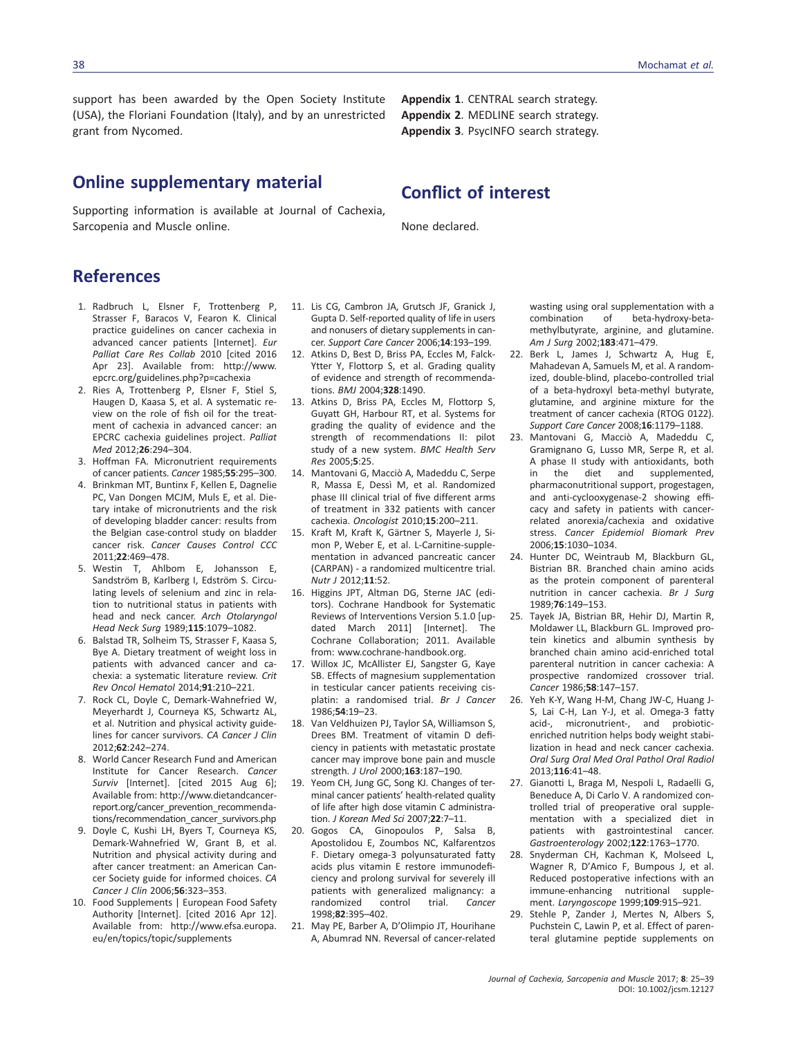support has been awarded by the Open Society Institute (USA), the Floriani Foundation (Italy), and by an unrestricted grant from Nycomed.

## Online supplementary material

Supporting information is available at Journal of Cachexia, Sarcopenia and Muscle online.

**Appendix 1**. CENTRAL search strategy.
**Appendix 2**. MEDLINE search strategy.
**Appendix 3**. PsycINFO search strategy.

## Conflict of interest

None declared.

## References

1. Radbruch L, Elsner F, Trottenberg P, Strasser F, Baracos V, Fearon K. Clinical practice guidelines on cancer cachexia in advanced cancer patients [Internet]. *Eur Palliat Care Res Collab* 2010 [cited 2016 Apr 23]. Available from: http://www.epcrc.org/guidelines.php?p=cachexia
2. Ries A, Trottenberg P, Elsner F, Stiel S, Haugen D, Kaasa S, et al. A systematic review on the role of fish oil for the treatment of cachexia in advanced cancer: an EPCRC cachexia guidelines project. *Palliat Med* 2012;**26**:294–304.
3. Hoffman FA. Micronutrient requirements of cancer patients. *Cancer* 1985;**55**:295–300.
4. Brinkman MT, Buntinx F, Kellen E, Dagnelie PC, Van Dongen MCJM, Muls E, et al. Dietary intake of micronutrients and the risk of developing bladder cancer: results from the Belgian case-control study on bladder cancer risk. *Cancer Causes Control CCC* 2011;**22**:469–478.
5. Westin T, Ahlbom E, Johansson E, Sandström B, Karlberg I, Edström S. Circulating levels of selenium and zinc in relation to nutritional status in patients with head and neck cancer. *Arch Otolaryngol Head Neck Surg* 1989;**115**:1079–1082.
6. Balstad TR, Solheim TS, Strasser F, Kaasa S, Bye A. Dietary treatment of weight loss in patients with advanced cancer and cachexia: a systematic literature review. *Crit Rev Oncol Hematol* 2014;**91**:210–221.
7. Rock CL, Doyle C, Demark-Wahnefried W, Meyerhardt J, Courneya KS, Schwartz AL, et al. Nutrition and physical activity guidelines for cancer survivors. *CA Cancer J Clin* 2012;**62**:242–274.
8. World Cancer Research Fund and American Institute for Cancer Research. *Cancer Surviv* [Internet]. [cited 2015 Aug 6]; Available from: http://www.dietandcancerreport.org/cancer_prevention_recommendations/recommendation_cancer_survivors.php
9. Doyle C, Kushi LH, Byers T, Courneya KS, Demark-Wahnefried W, Grant B, et al. Nutrition and physical activity during and after cancer treatment: an American Cancer Society guide for informed choices. *CA Cancer J Clin* 2006;**56**:323–353.
10. Food Supplements | European Food Safety Authority [Internet]. [cited 2016 Apr 12]. Available from: http://www.efsa.europa.eu/en/topics/topic/supplements
11. Lis CG, Cambron JA, Grutsch JF, Granick J, Gupta D. Self-reported quality of life in users and nonusers of dietary supplements in cancer. *Support Care Cancer* 2006;**14**:193–199.
12. Atkins D, Best D, Briss PA, Eccles M, Falck-Ytter Y, Flottorp S, et al. Grading quality of evidence and strength of recommendations. *BMJ* 2004;**328**:1490.
13. Atkins D, Briss PA, Eccles M, Flottorp S, Guyatt GH, Harbour RT, et al. Systems for grading the quality of evidence and the strength of recommendations II: pilot study of a new system. *BMC Health Serv Res* 2005;**5**:25.
14. Mantovani G, Macciò A, Madeddu C, Serpe R, Massa E, Dessì M, et al. Randomized phase III clinical trial of five different arms of treatment in 332 patients with cancer cachexia. *Oncologist* 2010;**15**:200–211.
15. Kraft M, Kraft K, Gärtner S, Mayerle J, Simon P, Weber E, et al. L-Carnitine-supplementation in advanced pancreatic cancer (CARPAN) - a randomized multicentre trial. *Nutr J* 2012;**11**:52.
16. Higgins JPT, Altman DG, Sterne JAC (editors). Cochrane Handbook for Systematic Reviews of Interventions Version 5.1.0 [updated March 2011] [Internet]. The Cochrane Collaboration; 2011. Available from: www.cochrane-handbook.org.
17. Willox JC, McAllister EJ, Sangster G, Kaye SB. Effects of magnesium supplementation in testicular cancer patients receiving cisplatin: a randomised trial. *Br J Cancer* 1986;**54**:19–23.
18. Van Veldhuizen PJ, Taylor SA, Williamson S, Drees BM. Treatment of vitamin D deficiency in patients with metastatic prostate cancer may improve bone pain and muscle strength. *J Urol* 2000;**163**:187–190.
19. Yeom CH, Jung GC, Song KJ. Changes of terminal cancer patients' health-related quality of life after high dose vitamin C administration. *J Korean Med Sci* 2007;**22**:7–11.
20. Gogos CA, Ginopoulos P, Salsa B, Apostolidou E, Zoumbos NC, Kalfarentzos F. Dietary omega-3 polyunsaturated fatty acids plus vitamin E restore immunodeficiency and prolong survival for severely ill patients with generalized malignancy: a randomized control trial. *Cancer* 1998;**82**:395–402.
21. May PE, Barber A, D'Olimpio JT, Hourihane A, Abumrad NN. Reversal of cancer-related wasting using oral supplementation with a combination of beta-hydroxy-beta-methylbutyrate, arginine, and glutamine. *Am J Surg* 2002;**183**:471–479.
22. Berk L, James J, Schwartz A, Hug E, Mahadevan A, Samuels M, et al. A randomized, double-blind, placebo-controlled trial of a beta-hydroxyl beta-methyl butyrate, glutamine, and arginine mixture for the treatment of cancer cachexia (RTOG 0122). *Support Care Cancer* 2008;**16**:1179–1188.
23. Mantovani G, Macciò A, Madeddu C, Gramignano G, Lusso MR, Serpe R, et al. A phase II study with antioxidants, both in the diet and supplemented, pharmaconutritional support, progestagen, and anti-cyclooxygenase-2 showing efficacy and safety in patients with cancer-related anorexia/cachexia and oxidative stress. *Cancer Epidemiol Biomark Prev* 2006;**15**:1030–1034.
24. Hunter DC, Weintraub M, Blackburn GL, Bistrian BR. Branched chain amino acids as the protein component of parenteral nutrition in cancer cachexia. *Br J Surg* 1989;**76**:149–153.
25. Tayek JA, Bistrian BR, Hehir DJ, Martin R, Moldawer LL, Blackburn GL. Improved protein kinetics and albumin synthesis by branched chain amino acid-enriched total parenteral nutrition in cancer cachexia: A prospective randomized crossover trial. *Cancer* 1986;**58**:147–157.
26. Yeh K-Y, Wang H-M, Chang JW-C, Huang J-S, Lai C-H, Lan Y-J, et al. Omega-3 fatty acid-, micronutrient-, and probiotic-enriched nutrition helps body weight stabilization in head and neck cancer cachexia. *Oral Surg Oral Med Oral Pathol Oral Radiol* 2013;**116**:41–48.
27. Gianotti L, Braga M, Nespoli L, Radaelli G, Beneduce A, Di Carlo V. A randomized controlled trial of preoperative oral supplementation with a specialized diet in patients with gastrointestinal cancer. *Gastroenterology* 2002;**122**:1763–1770.
28. Snyderman CH, Kachman K, Molseed L, Wagner R, D'Amico F, Bumpous J, et al. Reduced postoperative infections with an immune-enhancing nutritional supplement. *Laryngoscope* 1999;**109**:915–921.
29. Stehle P, Zander J, Mertes N, Albers S, Puchstein C, Lawin P, et al. Effect of parenteral glutamine peptide supplements on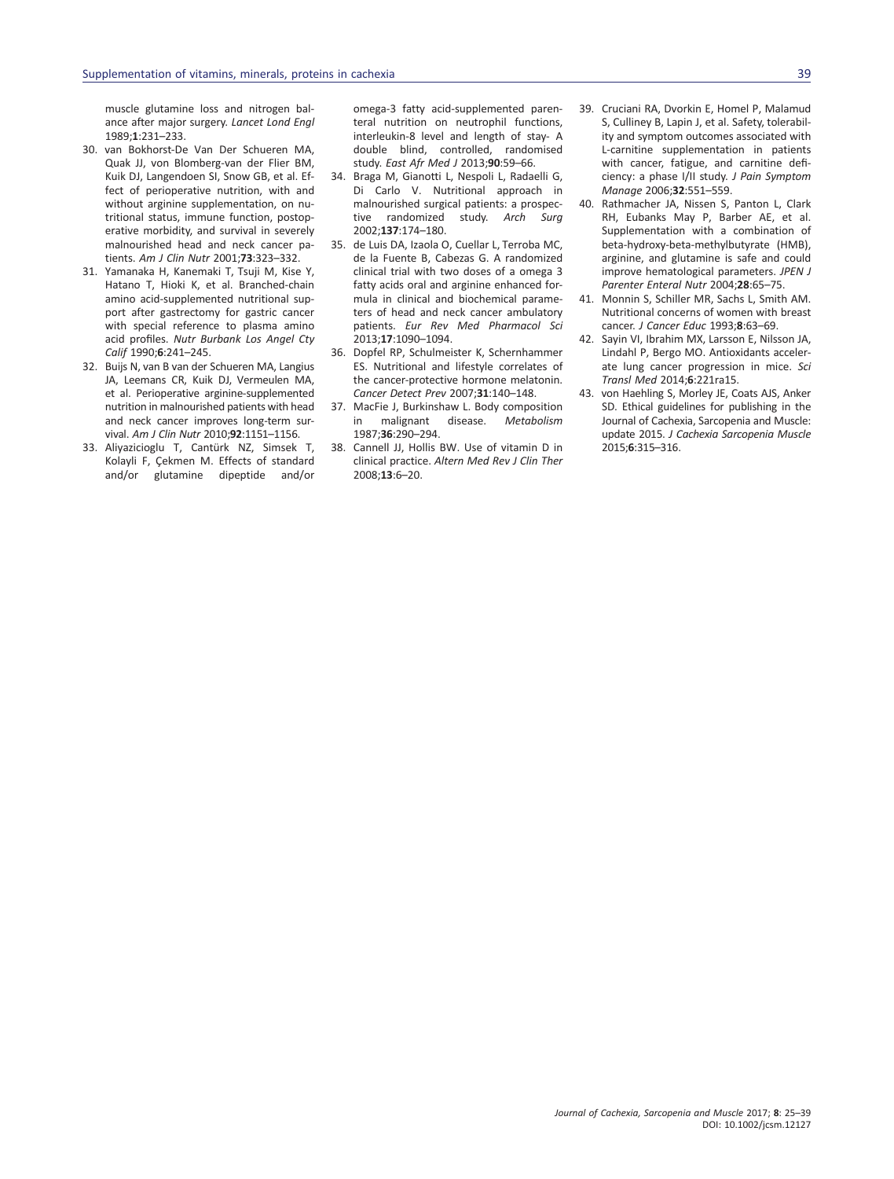muscle glutamine loss and nitrogen balance after major surgery. *Lancet Lond Engl* 1989;**1**:231–233.

30. van Bokhorst-De Van Der Schueren MA, Quak JJ, von Blomberg-van der Flier BM, Kuik DJ, Langendoen SI, Snow GB, et al. Effect of perioperative nutrition, with and without arginine supplementation, on nutritional status, immune function, postoperative morbidity, and survival in severely malnourished head and neck cancer patients. *Am J Clin Nutr* 2001;**73**:323–332.
31. Yamanaka H, Kanemaki T, Tsuji M, Kise Y, Hatano T, Hioki K, et al. Branched-chain amino acid-supplemented nutritional support after gastrectomy for gastric cancer with special reference to plasma amino acid profiles. *Nutr Burbank Los Angel Cty Calif* 1990;**6**:241–245.
32. Buijs N, van B van der Schueren MA, Langius JA, Leemans CR, Kuik DJ, Vermeulen MA, et al. Perioperative arginine-supplemented nutrition in malnourished patients with head and neck cancer improves long-term survival. *Am J Clin Nutr* 2010;**92**:1151–1156.
33. Aliyazicioglu T, Cantürk NZ, Simsek T, Kolayli F, Çekmen M. Effects of standard and/or glutamine dipeptide and/or omega-3 fatty acid-supplemented parenteral nutrition on neutrophil functions, interleukin-8 level and length of stay- A double blind, controlled, randomised study. *East Afr Med J* 2013;**90**:59–66.
34. Braga M, Gianotti L, Nespoli L, Radaelli G, Di Carlo V. Nutritional approach in malnourished surgical patients: a prospective randomized study. *Arch Surg* 2002;**137**:174–180.
35. de Luis DA, Izaola O, Cuellar L, Terroba MC, de la Fuente B, Cabezas G. A randomized clinical trial with two doses of a omega 3 fatty acids oral and arginine enhanced formula in clinical and biochemical parameters of head and neck cancer ambulatory patients. *Eur Rev Med Pharmacol Sci* 2013;**17**:1090–1094.
36. Dopfel RP, Schulmeister K, Schernhammer ES. Nutritional and lifestyle correlates of the cancer-protective hormone melatonin. *Cancer Detect Prev* 2007;**31**:140–148.
37. MacFie J, Burkinshaw L. Body composition in malignant disease. *Metabolism* 1987;**36**:290–294.
38. Cannell JJ, Hollis BW. Use of vitamin D in clinical practice. *Altern Med Rev J Clin Ther* 2008;**13**:6–20.
39. Cruciani RA, Dvorkin E, Homel P, Malamud S, Culliney B, Lapin J, et al. Safety, tolerability and symptom outcomes associated with L-carnitine supplementation in patients with cancer, fatigue, and carnitine deficiency: a phase I/II study. *J Pain Symptom Manage* 2006;**32**:551–559.
40. Rathmacher JA, Nissen S, Panton L, Clark RH, Eubanks May P, Barber AE, et al. Supplementation with a combination of beta-hydroxy-beta-methylbutyrate (HMB), arginine, and glutamine is safe and could improve hematological parameters. *JPEN J Parenter Enteral Nutr* 2004;**28**:65–75.
41. Monnin S, Schiller MR, Sachs L, Smith AM. Nutritional concerns of women with breast cancer. *J Cancer Educ* 1993;**8**:63–69.
42. Sayin VI, Ibrahim MX, Larsson E, Nilsson JA, Lindahl P, Bergo MO. Antioxidants accelerate lung cancer progression in mice. *Sci Transl Med* 2014;**6**:221ra15.
43. von Haehling S, Morley JE, Coats AJS, Anker SD. Ethical guidelines for publishing in the Journal of Cachexia, Sarcopenia and Muscle: update 2015. *J Cachexia Sarcopenia Muscle* 2015;**6**:315–316.